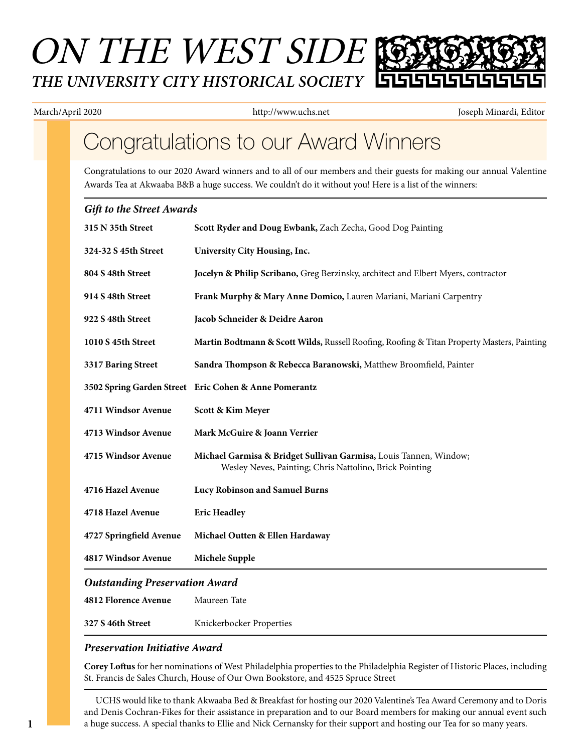# ON THE WEST SIDE

## THE UNIVERSITY CITY HISTORICAL SOCIETY

March/April 2020 | http://www.uchs.net | Joseph Minardi, Editor

# Congratulations to our Award Winners

Congratulations to our 2020 Award winners and to all of our members and their guests for making our annual Valentine Awards Tea at Akwaaba B&B a huge success. We couldn't do it without you! Here is a list of the winners:

### *Gift to the Street Awards*

| | |
|---|---|
| **315 N 35th Street** | **Scott Ryder and Doug Ewbank,** Zach Zecha, Good Dog Painting |
| **324-32 S 45th Street** | **University City Housing, Inc.** |
| **804 S 48th Street** | **Jocelyn & Philip Scribano,** Greg Berzinsky, architect and Elbert Myers, contractor |
| **914 S 48th Street** | **Frank Murphy & Mary Anne Domico,** Lauren Mariani, Mariani Carpentry |
| **922 S 48th Street** | **Jacob Schneider & Deidre Aaron** |
| **1010 S 45th Street** | **Martin Bodtmann & Scott Wilds,** Russell Roofing, Roofing & Titan Property Masters, Painting |
| **3317 Baring Street** | **Sandra Thompson & Rebecca Baranowski,** Matthew Broomfield, Painter |
| **3502 Spring Garden Street** | **Eric Cohen & Anne Pomerantz** |
| **4711 Windsor Avenue** | **Scott & Kim Meyer** |
| **4713 Windsor Avenue** | **Mark McGuire & Joann Verrier** |
| **4715 Windsor Avenue** | **Michael Garmisa & Bridget Sullivan Garmisa,** Louis Tannen, Window; Wesley Neves, Painting; Chris Nattolino, Brick Pointing |
| **4716 Hazel Avenue** | **Lucy Robinson and Samuel Burns** |
| **4718 Hazel Avenue** | **Eric Headley** |
| **4727 Springfield Avenue** | **Michael Outten & Ellen Hardaway** |
| **4817 Windsor Avenue** | **Michele Supple** |

### *Outstanding Preservation Award*

| | |
|---|---|
| **4812 Florence Avenue** | Maureen Tate |
| **327 S 46th Street** | Knickerbocker Properties |

### *Preservation Initiative Award*

**Corey Loftus** for her nominations of West Philadelphia properties to the Philadelphia Register of Historic Places, including St. Francis de Sales Church, House of Our Own Bookstore, and 4525 Spruce Street

UCHS would like to thank Akwaaba Bed & Breakfast for hosting our 2020 Valentine's Tea Award Ceremony and to Doris and Denis Cochran-Fikes for their assistance in preparation and to our Board members for making our annual event such a huge success. A special thanks to Ellie and Nick Cernansky for their support and hosting our Tea for so many years.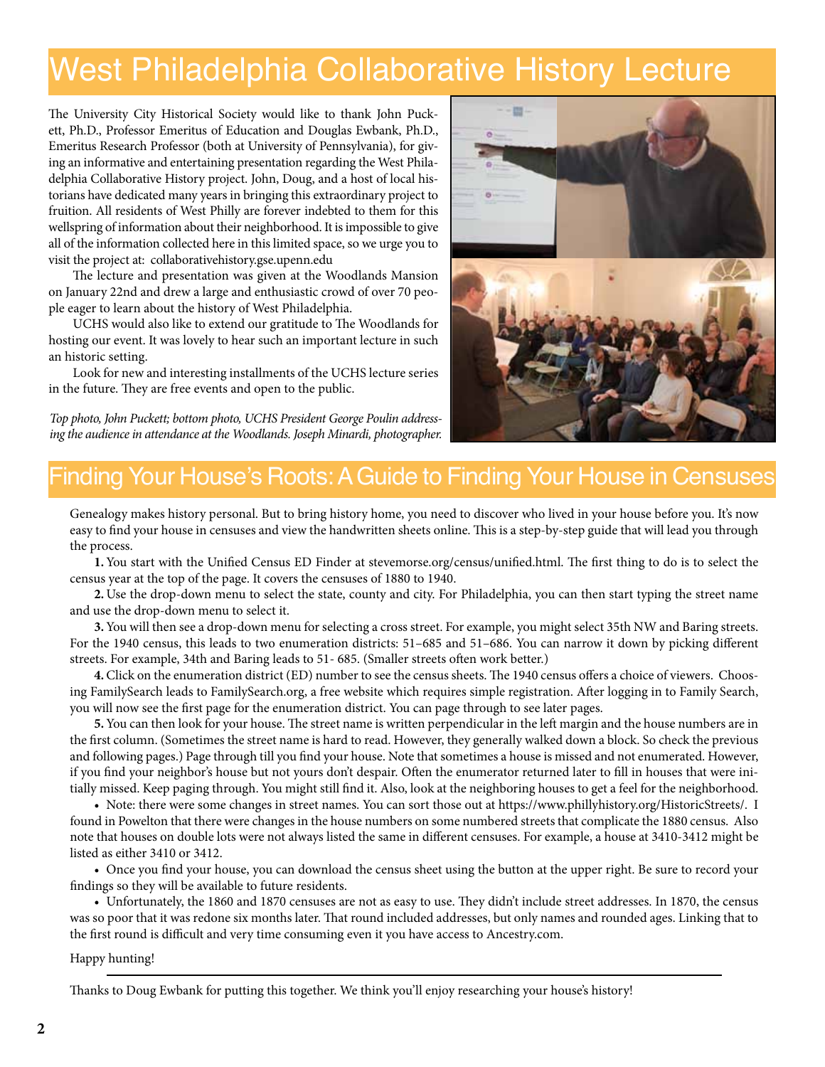# West Philadelphia Collaborative History Lecture

The University City Historical Society would like to thank John Puckett, Ph.D., Professor Emeritus of Education and Douglas Ewbank, Ph.D., Emeritus Research Professor (both at University of Pennsylvania), for giving an informative and entertaining presentation regarding the West Philadelphia Collaborative History project. John, Doug, and a host of local historians have dedicated many years in bringing this extraordinary project to fruition. All residents of West Philly are forever indebted to them for this wellspring of information about their neighborhood. It is impossible to give all of the information collected here in this limited space, so we urge you to visit the project at: collaborativehistory.gse.upenn.edu

The lecture and presentation was given at the Woodlands Mansion on January 22nd and drew a large and enthusiastic crowd of over 70 people eager to learn about the history of West Philadelphia.

UCHS would also like to extend our gratitude to The Woodlands for hosting our event. It was lovely to hear such an important lecture in such an historic setting.

Look for new and interesting installments of the UCHS lecture series in the future. They are free events and open to the public.

*Top photo, John Puckett; bottom photo, UCHS President George Poulin addressing the audience in attendance at the Woodlands. Joseph Minardi, photographer.*

# Finding Your House's Roots: A Guide to Finding Your House in Censuses

Genealogy makes history personal. But to bring history home, you need to discover who lived in your house before you. It's now easy to find your house in censuses and view the handwritten sheets online. This is a step-by-step guide that will lead you through the process.

**1.** You start with the Unified Census ED Finder at stevemorse.org/census/unified.html. The first thing to do is to select the census year at the top of the page. It covers the censuses of 1880 to 1940.

**2.** Use the drop-down menu to select the state, county and city. For Philadelphia, you can then start typing the street name and use the drop-down menu to select it.

**3.** You will then see a drop-down menu for selecting a cross street. For example, you might select 35th NW and Baring streets. For the 1940 census, this leads to two enumeration districts: 51–685 and 51–686. You can narrow it down by picking different streets. For example, 34th and Baring leads to 51- 685. (Smaller streets often work better.)

**4.** Click on the enumeration district (ED) number to see the census sheets. The 1940 census offers a choice of viewers. Choosing FamilySearch leads to FamilySearch.org, a free website which requires simple registration. After logging in to Family Search, you will now see the first page for the enumeration district. You can page through to see later pages.

**5.** You can then look for your house. The street name is written perpendicular in the left margin and the house numbers are in the first column. (Sometimes the street name is hard to read. However, they generally walked down a block. So check the previous and following pages.) Page through till you find your house. Note that sometimes a house is missed and not enumerated. However, if you find your neighbor's house but not yours don't despair. Often the enumerator returned later to fill in houses that were initially missed. Keep paging through. You might still find it. Also, look at the neighboring houses to get a feel for the neighborhood.

- Note: there were some changes in street names. You can sort those out at https://www.phillyhistory.org/HistoricStreets/. I found in Powelton that there were changes in the house numbers on some numbered streets that complicate the 1880 census. Also note that houses on double lots were not always listed the same in different censuses. For example, a house at 3410-3412 might be listed as either 3410 or 3412.
- Once you find your house, you can download the census sheet using the button at the upper right. Be sure to record your findings so they will be available to future residents.
- Unfortunately, the 1860 and 1870 censuses are not as easy to use. They didn't include street addresses. In 1870, the census was so poor that it was redone six months later. That round included addresses, but only names and rounded ages. Linking that to the first round is difficult and very time consuming even it you have access to Ancestry.com.

Happy hunting!

---

Thanks to Doug Ewbank for putting this together. We think you'll enjoy researching your house's history!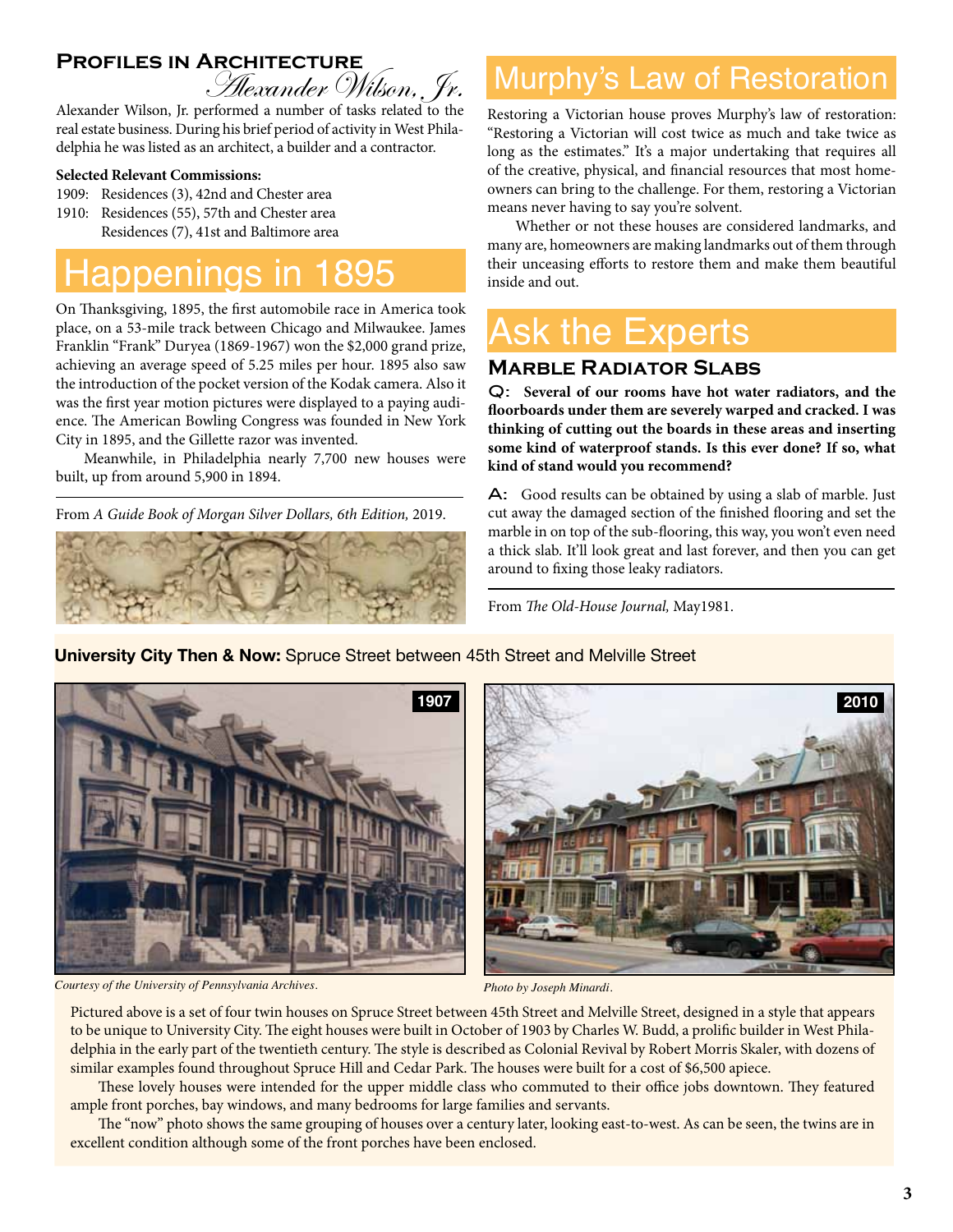## Profiles in Architecture

### Alexander Wilson, Jr.

Alexander Wilson, Jr. performed a number of tasks related to the real estate business. During his brief period of activity in West Philadelphia he was listed as an architect, a builder and a contractor.

**Selected Relevant Commissions:**

1909: Residences (3), 42nd and Chester area
1910: Residences (55), 57th and Chester area
Residences (7), 41st and Baltimore area

# Happenings in 1895

On Thanksgiving, 1895, the first automobile race in America took place, on a 53-mile track between Chicago and Milwaukee. James Franklin "Frank" Duryea (1869-1967) won the $2,000 grand prize, achieving an average speed of 5.25 miles per hour. 1895 also saw the introduction of the pocket version of the Kodak camera. Also it was the first year motion pictures were displayed to a paying audience. The American Bowling Congress was founded in New York City in 1895, and the Gillette razor was invented.

Meanwhile, in Philadelphia nearly 7,700 new houses were built, up from around 5,900 in 1894.

From *A Guide Book of Morgan Silver Dollars, 6th Edition,* 2019.

# Murphy's Law of Restoration

Restoring a Victorian house proves Murphy's law of restoration: "Restoring a Victorian will cost twice as much and take twice as long as the estimates." It's a major undertaking that requires all of the creative, physical, and financial resources that most homeowners can bring to the challenge. For them, restoring a Victorian means never having to say you're solvent.

Whether or not these houses are considered landmarks, and many are, homeowners are making landmarks out of them through their unceasing efforts to restore them and make them beautiful inside and out.

# Ask the Experts

## Marble Radiator Slabs

**Q: Several of our rooms have hot water radiators, and the floorboards under them are severely warped and cracked. I was thinking of cutting out the boards in these areas and inserting some kind of waterproof stands. Is this ever done? If so, what kind of stand would you recommend?**

**A:** Good results can be obtained by using a slab of marble. Just cut away the damaged section of the finished flooring and set the marble in on top of the sub-flooring, this way, you won't even need a thick slab. It'll look great and last forever, and then you can get around to fixing those leaky radiators.

From *The Old-House Journal,* May1981.

**University City Then & Now:** Spruce Street between 45th Street and Melville Street

1907

*Courtesy of the University of Pennsylvania Archives.*

2010

*Photo by Joseph Minardi.*

Pictured above is a set of four twin houses on Spruce Street between 45th Street and Melville Street, designed in a style that appears to be unique to University City. The eight houses were built in October of 1903 by Charles W. Budd, a prolific builder in West Philadelphia in the early part of the twentieth century. The style is described as Colonial Revival by Robert Morris Skaler, with dozens of similar examples found throughout Spruce Hill and Cedar Park. The houses were built for a cost of $6,500 apiece.

These lovely houses were intended for the upper middle class who commuted to their office jobs downtown. They featured ample front porches, bay windows, and many bedrooms for large families and servants.

The "now" photo shows the same grouping of houses over a century later, looking east-to-west. As can be seen, the twins are in excellent condition although some of the front porches have been enclosed.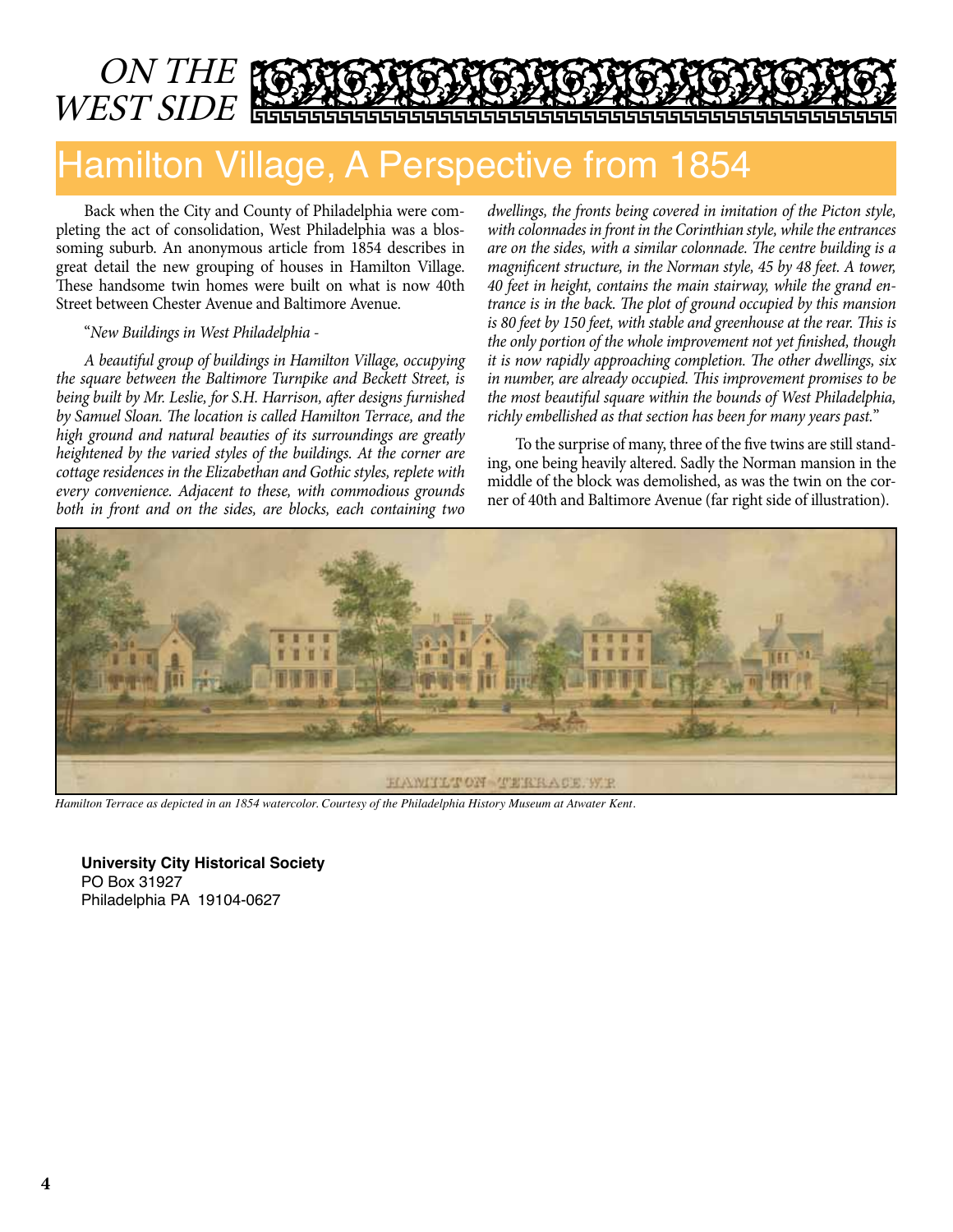ON THE WEST SIDE

# Hamilton Village, A Perspective from 1854

Back when the City and County of Philadelphia were completing the act of consolidation, West Philadelphia was a blossoming suburb. An anonymous article from 1854 describes in great detail the new grouping of houses in Hamilton Village. These handsome twin homes were built on what is now 40th Street between Chester Avenue and Baltimore Avenue.

"*New Buildings in West Philadelphia -*

*A beautiful group of buildings in Hamilton Village, occupying the square between the Baltimore Turnpike and Beckett Street, is being built by Mr. Leslie, for S.H. Harrison, after designs furnished by Samuel Sloan. The location is called Hamilton Terrace, and the high ground and natural beauties of its surroundings are greatly heightened by the varied styles of the buildings. At the corner are cottage residences in the Elizabethan and Gothic styles, replete with every convenience. Adjacent to these, with commodious grounds both in front and on the sides, are blocks, each containing two dwellings, the fronts being covered in imitation of the Picton style, with colonnades in front in the Corinthian style, while the entrances are on the sides, with a similar colonnade. The centre building is a magnificent structure, in the Norman style, 45 by 48 feet. A tower, 40 feet in height, contains the main stairway, while the grand entrance is in the back. The plot of ground occupied by this mansion is 80 feet by 150 feet, with stable and greenhouse at the rear. This is the only portion of the whole improvement not yet finished, though it is now rapidly approaching completion. The other dwellings, six in number, are already occupied. This improvement promises to be the most beautiful square within the bounds of West Philadelphia, richly embellished as that section has been for many years past.*"

To the surprise of many, three of the five twins are still standing, one being heavily altered. Sadly the Norman mansion in the middle of the block was demolished, as was the twin on the corner of 40th and Baltimore Avenue (far right side of illustration).

HAMILTON TERRACE. W.P.

*Hamilton Terrace as depicted in an 1854 watercolor. Courtesy of the Philadelphia History Museum at Atwater Kent.*

**University City Historical Society**
PO Box 31927
Philadelphia PA 19104-0627